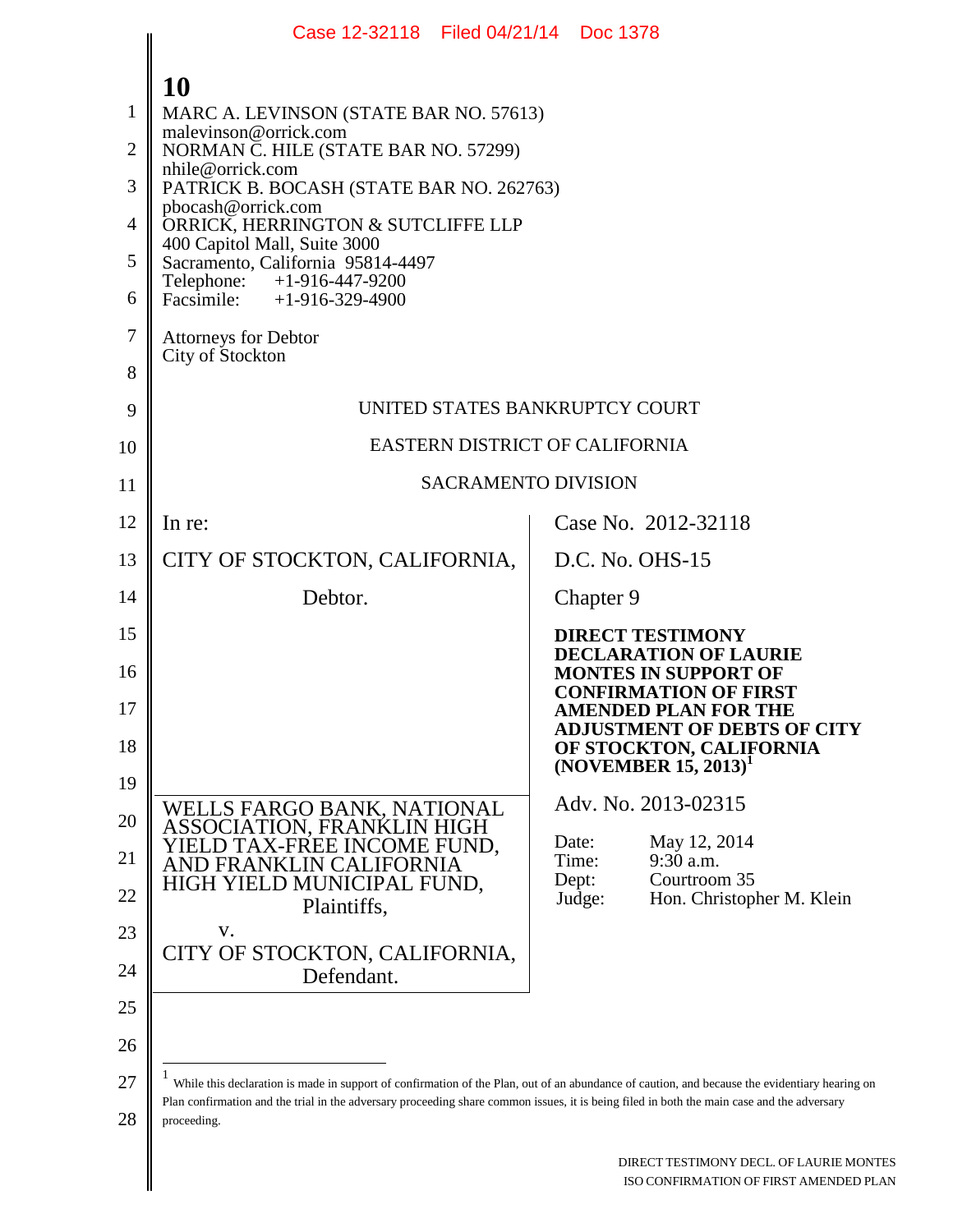MARC A. LEVINSON (STATE BAR NO. 57613)
malevinson@orrick.com
NORMAN C. HILE (STATE BAR NO. 57299)
nhile@orrick.com
PATRICK B. BOCASH (STATE BAR NO. 262763)
pbocash@orrick.com
ORRICK, HERRINGTON & SUTCLIFFE LLP
400 Capitol Mall, Suite 3000
Sacramento, California 95814-4497
Telephone: +1-916-447-9200
Facsimile: +1-916-329-4900

Attorneys for Debtor
City of Stockton

UNITED STATES BANKRUPTCY COURT

EASTERN DISTRICT OF CALIFORNIA

SACRAMENTO DIVISION

| | |
|---|---|
| In re:<br><br>CITY OF STOCKTON, CALIFORNIA,<br><br>Debtor. | Case No. 2012-32118<br><br>D.C. No. OHS-15<br><br>Chapter 9<br><br>**DIRECT TESTIMONY DECLARATION OF LAURIE MONTES IN SUPPORT OF CONFIRMATION OF FIRST AMENDED PLAN FOR THE ADJUSTMENT OF DEBTS OF CITY OF STOCKTON, CALIFORNIA (NOVEMBER 15, 2013)**[1] |
| WELLS FARGO BANK, NATIONAL ASSOCIATION, FRANKLIN HIGH YIELD TAX-FREE INCOME FUND, AND FRANKLIN CALIFORNIA HIGH YIELD MUNICIPAL FUND,<br><br>Plaintiffs,<br><br>v.<br><br>CITY OF STOCKTON, CALIFORNIA,<br><br>Defendant. | Adv. No. 2013-02315<br><br>Date: May 12, 2014<br>Time: 9:30 a.m.<br>Dept: Courtroom 35<br>Judge: Hon. Christopher M. Klein |

[1] While this declaration is made in support of confirmation of the Plan, out of an abundance of caution, and because the evidentiary hearing on Plan confirmation and the trial in the adversary proceeding share common issues, it is being filed in both the main case and the adversary proceeding.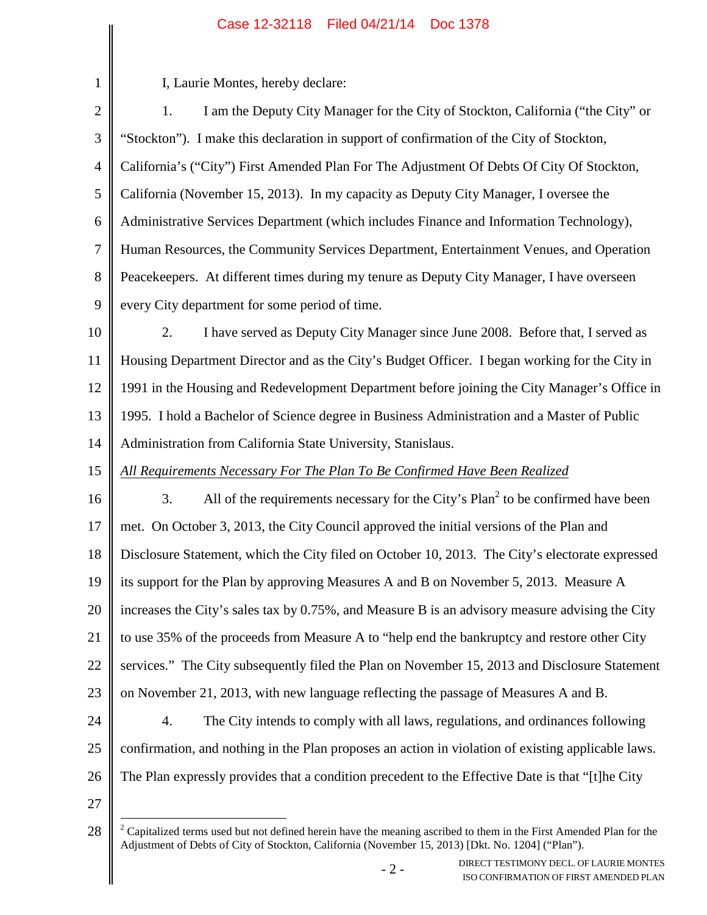I, Laurie Montes, hereby declare:

1. I am the Deputy City Manager for the City of Stockton, California ("the City" or "Stockton"). I make this declaration in support of confirmation of the City of Stockton, California's ("City") First Amended Plan For The Adjustment Of Debts Of City Of Stockton, California (November 15, 2013). In my capacity as Deputy City Manager, I oversee the Administrative Services Department (which includes Finance and Information Technology), Human Resources, the Community Services Department, Entertainment Venues, and Operation Peacekeepers. At different times during my tenure as Deputy City Manager, I have overseen every City department for some period of time.

2. I have served as Deputy City Manager since June 2008. Before that, I served as Housing Department Director and as the City's Budget Officer. I began working for the City in 1991 in the Housing and Redevelopment Department before joining the City Manager's Office in 1995. I hold a Bachelor of Science degree in Business Administration and a Master of Public Administration from California State University, Stanislaus.

*<u>All Requirements Necessary For The Plan To Be Confirmed Have Been Realized</u>*

3. All of the requirements necessary for the City's Plan[2] to be confirmed have been met. On October 3, 2013, the City Council approved the initial versions of the Plan and Disclosure Statement, which the City filed on October 10, 2013. The City's electorate expressed its support for the Plan by approving Measures A and B on November 5, 2013. Measure A increases the City's sales tax by 0.75%, and Measure B is an advisory measure advising the City to use 35% of the proceeds from Measure A to "help end the bankruptcy and restore other City services." The City subsequently filed the Plan on November 15, 2013 and Disclosure Statement on November 21, 2013, with new language reflecting the passage of Measures A and B.

4. The City intends to comply with all laws, regulations, and ordinances following confirmation, and nothing in the Plan proposes an action in violation of existing applicable laws. The Plan expressly provides that a condition precedent to the Effective Date is that "[t]he City

---

[2] Capitalized terms used but not defined herein have the meaning ascribed to them in the First Amended Plan for the Adjustment of Debts of City of Stockton, California (November 15, 2013) [Dkt. No. 1204] ("Plan").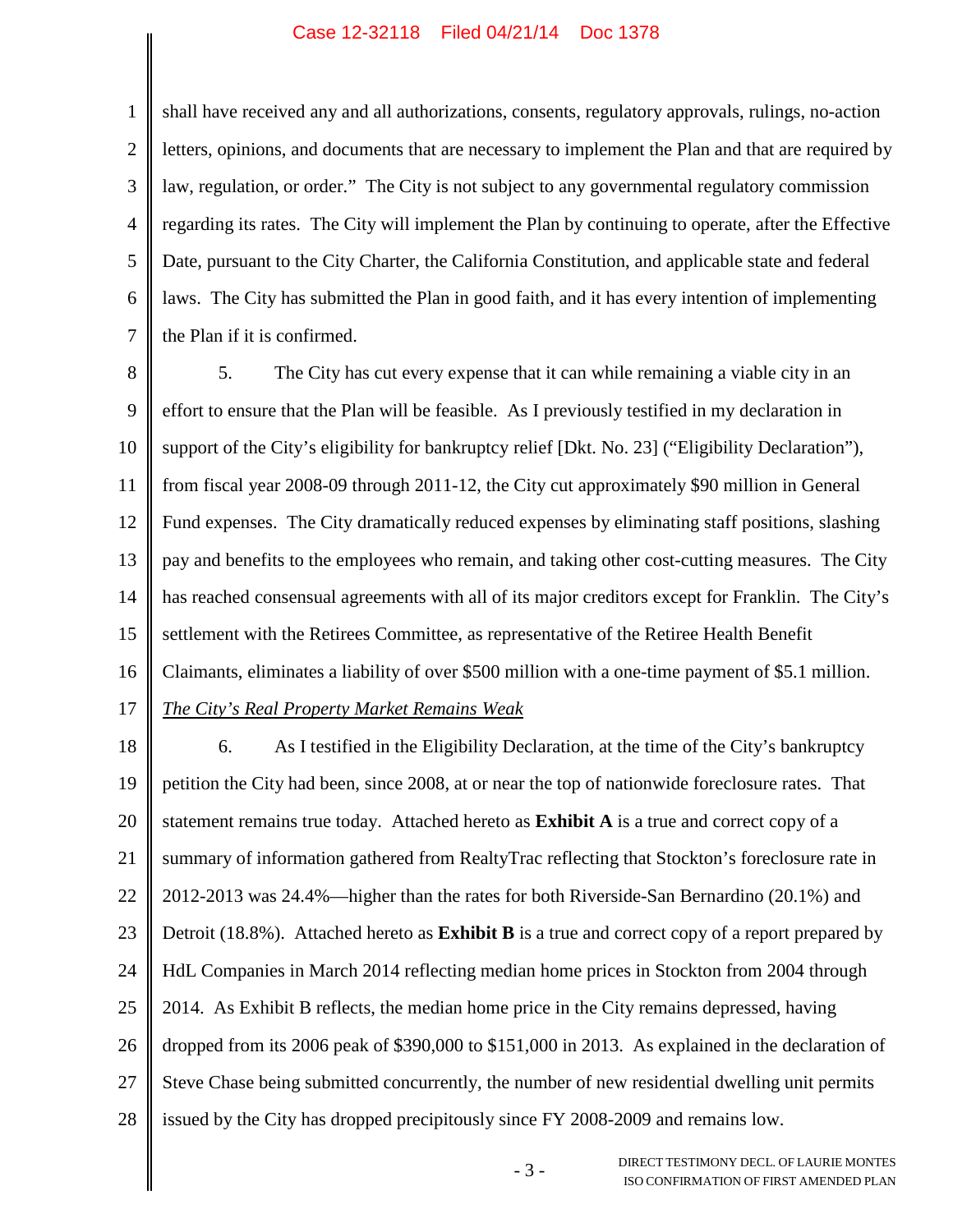shall have received any and all authorizations, consents, regulatory approvals, rulings, no-action letters, opinions, and documents that are necessary to implement the Plan and that are required by law, regulation, or order." The City is not subject to any governmental regulatory commission regarding its rates. The City will implement the Plan by continuing to operate, after the Effective Date, pursuant to the City Charter, the California Constitution, and applicable state and federal laws. The City has submitted the Plan in good faith, and it has every intention of implementing the Plan if it is confirmed.

5. The City has cut every expense that it can while remaining a viable city in an effort to ensure that the Plan will be feasible. As I previously testified in my declaration in support of the City's eligibility for bankruptcy relief [Dkt. No. 23] ("Eligibility Declaration"), from fiscal year 2008-09 through 2011-12, the City cut approximately $90 million in General Fund expenses. The City dramatically reduced expenses by eliminating staff positions, slashing pay and benefits to the employees who remain, and taking other cost-cutting measures. The City has reached consensual agreements with all of its major creditors except for Franklin. The City's settlement with the Retirees Committee, as representative of the Retiree Health Benefit Claimants, eliminates a liability of over $500 million with a one-time payment of $5.1 million.

*The City's Real Property Market Remains Weak*

6. As I testified in the Eligibility Declaration, at the time of the City's bankruptcy petition the City had been, since 2008, at or near the top of nationwide foreclosure rates. That statement remains true today. Attached hereto as **Exhibit A** is a true and correct copy of a summary of information gathered from RealtyTrac reflecting that Stockton's foreclosure rate in 2012-2013 was 24.4%—higher than the rates for both Riverside-San Bernardino (20.1%) and Detroit (18.8%). Attached hereto as **Exhibit B** is a true and correct copy of a report prepared by HdL Companies in March 2014 reflecting median home prices in Stockton from 2004 through 2014. As Exhibit B reflects, the median home price in the City remains depressed, having dropped from its 2006 peak of $390,000 to $151,000 in 2013. As explained in the declaration of Steve Chase being submitted concurrently, the number of new residential dwelling unit permits issued by the City has dropped precipitously since FY 2008-2009 and remains low.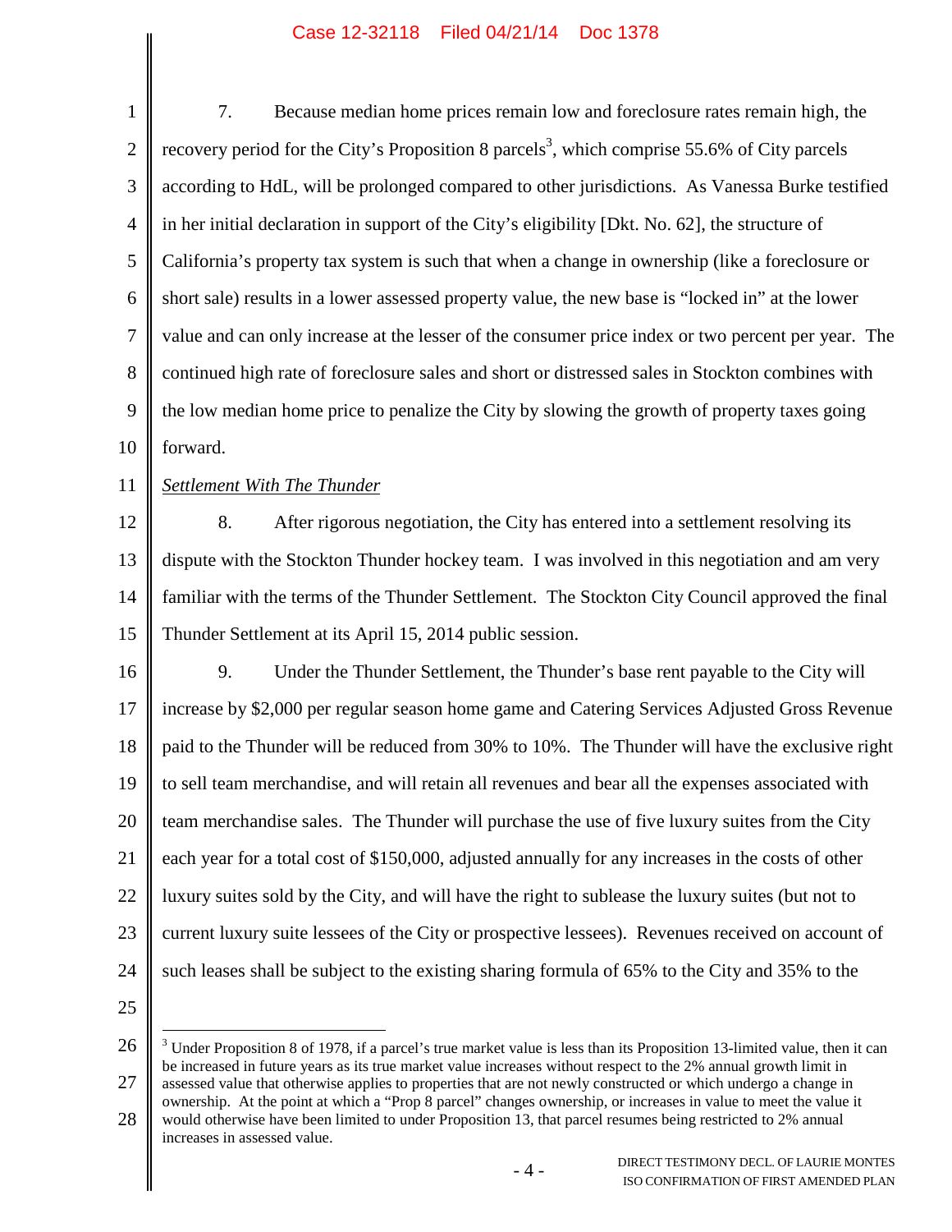7. Because median home prices remain low and foreclosure rates remain high, the recovery period for the City's Proposition 8 parcels[3], which comprise 55.6% of City parcels according to HdL, will be prolonged compared to other jurisdictions. As Vanessa Burke testified in her initial declaration in support of the City's eligibility [Dkt. No. 62], the structure of California's property tax system is such that when a change in ownership (like a foreclosure or short sale) results in a lower assessed property value, the new base is "locked in" at the lower value and can only increase at the lesser of the consumer price index or two percent per year. The continued high rate of foreclosure sales and short or distressed sales in Stockton combines with the low median home price to penalize the City by slowing the growth of property taxes going forward.

*Settlement With The Thunder*

8. After rigorous negotiation, the City has entered into a settlement resolving its dispute with the Stockton Thunder hockey team. I was involved in this negotiation and am very familiar with the terms of the Thunder Settlement. The Stockton City Council approved the final Thunder Settlement at its April 15, 2014 public session.

9. Under the Thunder Settlement, the Thunder's base rent payable to the City will increase by $2,000 per regular season home game and Catering Services Adjusted Gross Revenue paid to the Thunder will be reduced from 30% to 10%. The Thunder will have the exclusive right to sell team merchandise, and will retain all revenues and bear all the expenses associated with team merchandise sales. The Thunder will purchase the use of five luxury suites from the City each year for a total cost of $150,000, adjusted annually for any increases in the costs of other luxury suites sold by the City, and will have the right to sublease the luxury suites (but not to current luxury suite lessees of the City or prospective lessees). Revenues received on account of such leases shall be subject to the existing sharing formula of 65% to the City and 35% to the

---

[3] Under Proposition 8 of 1978, if a parcel's true market value is less than its Proposition 13-limited value, then it can be increased in future years as its true market value increases without respect to the 2% annual growth limit in assessed value that otherwise applies to properties that are not newly constructed or which undergo a change in ownership. At the point at which a "Prop 8 parcel" changes ownership, or increases in value to meet the value it would otherwise have been limited to under Proposition 13, that parcel resumes being restricted to 2% annual increases in assessed value.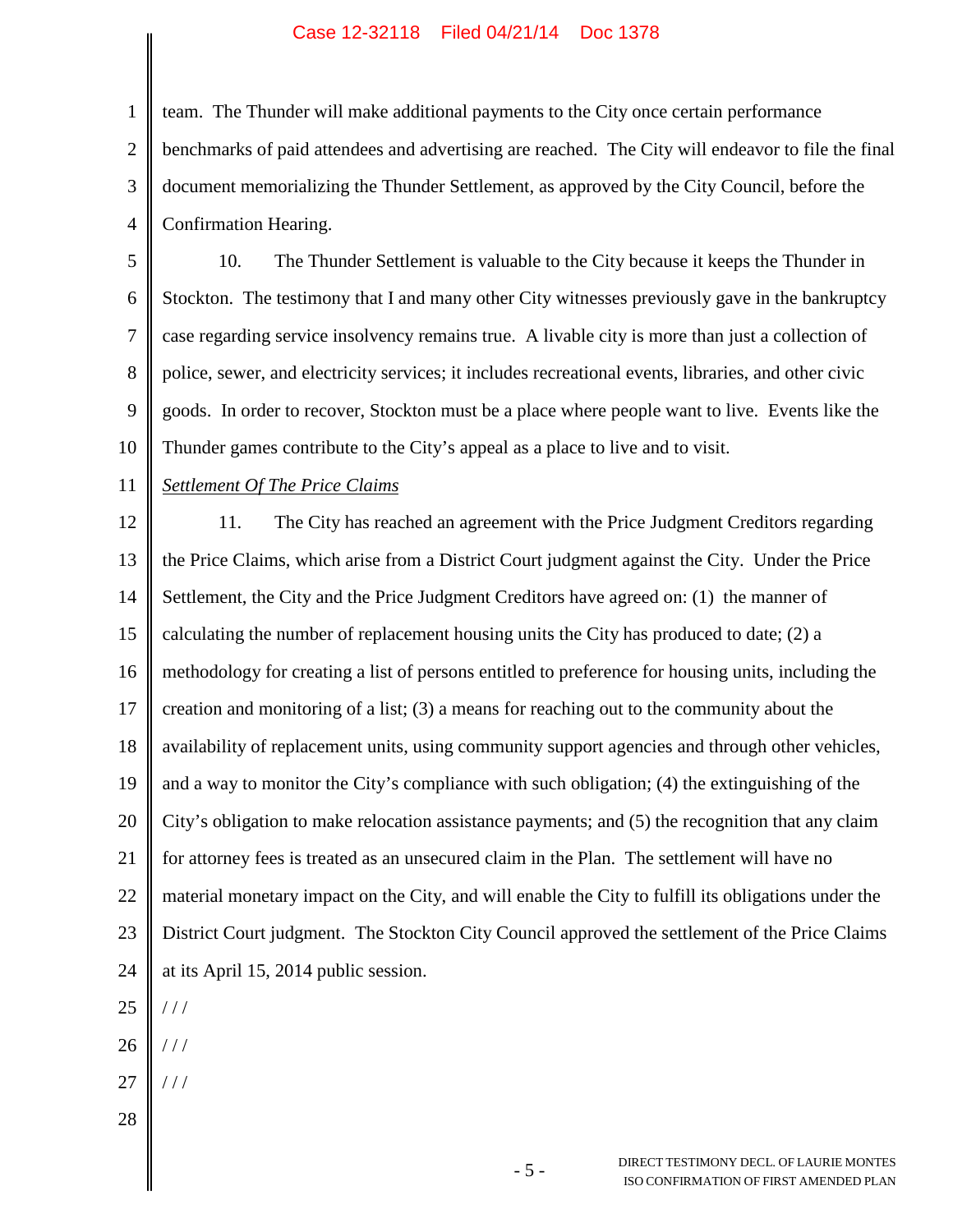team. The Thunder will make additional payments to the City once certain performance benchmarks of paid attendees and advertising are reached. The City will endeavor to file the final document memorializing the Thunder Settlement, as approved by the City Council, before the Confirmation Hearing.

10. The Thunder Settlement is valuable to the City because it keeps the Thunder in Stockton. The testimony that I and many other City witnesses previously gave in the bankruptcy case regarding service insolvency remains true. A livable city is more than just a collection of police, sewer, and electricity services; it includes recreational events, libraries, and other civic goods. In order to recover, Stockton must be a place where people want to live. Events like the Thunder games contribute to the City's appeal as a place to live and to visit.

*Settlement Of The Price Claims*

11. The City has reached an agreement with the Price Judgment Creditors regarding the Price Claims, which arise from a District Court judgment against the City. Under the Price Settlement, the City and the Price Judgment Creditors have agreed on: (1) the manner of calculating the number of replacement housing units the City has produced to date; (2) a methodology for creating a list of persons entitled to preference for housing units, including the creation and monitoring of a list; (3) a means for reaching out to the community about the availability of replacement units, using community support agencies and through other vehicles, and a way to monitor the City's compliance with such obligation; (4) the extinguishing of the City's obligation to make relocation assistance payments; and (5) the recognition that any claim for attorney fees is treated as an unsecured claim in the Plan. The settlement will have no material monetary impact on the City, and will enable the City to fulfill its obligations under the District Court judgment. The Stockton City Council approved the settlement of the Price Claims at its April 15, 2014 public session.

/ / /

/ / /

/ / /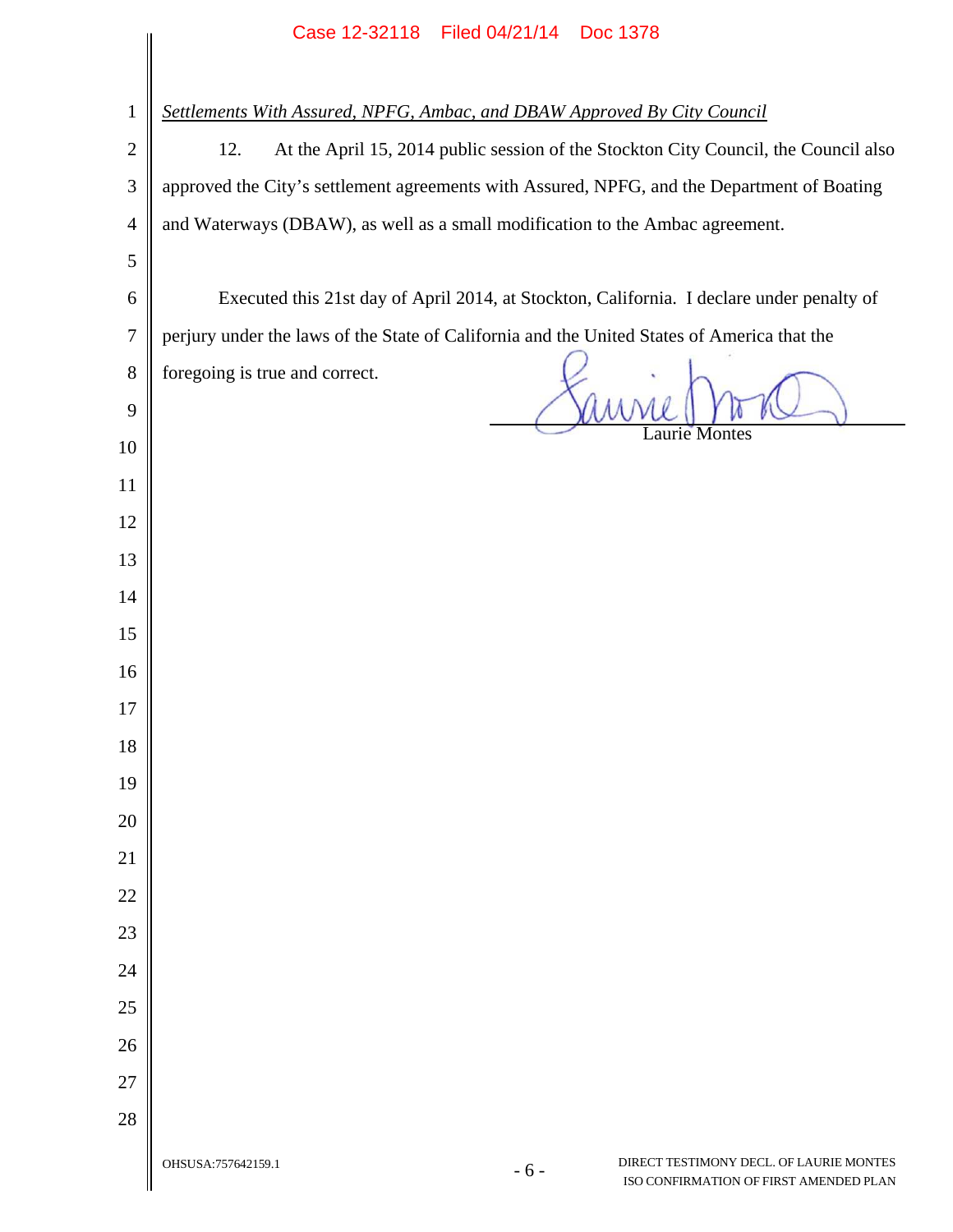*Settlements With Assured, NPFG, Ambac, and DBAW Approved By City Council*

12. At the April 15, 2014 public session of the Stockton City Council, the Council also approved the City's settlement agreements with Assured, NPFG, and the Department of Boating and Waterways (DBAW), as well as a small modification to the Ambac agreement.

Executed this 21st day of April 2014, at Stockton, California. I declare under penalty of perjury under the laws of the State of California and the United States of America that the foregoing is true and correct.

Laurie Montes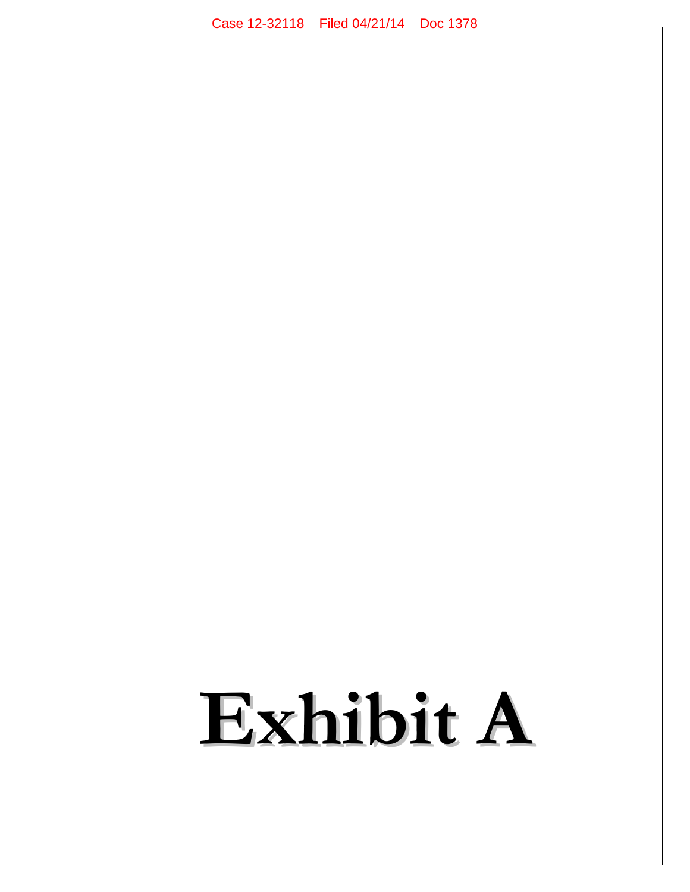# Exhibit A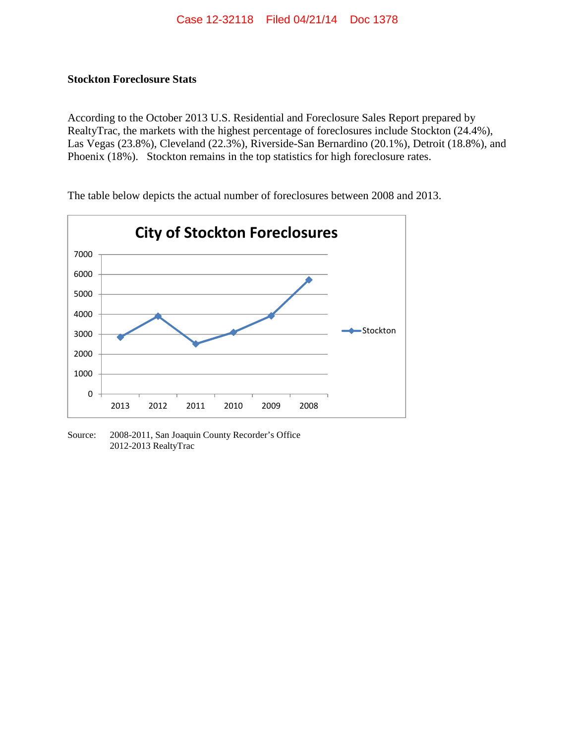**Stockton Foreclosure Stats**

According to the October 2013 U.S. Residential and Foreclosure Sales Report prepared by RealtyTrac, the markets with the highest percentage of foreclosures include Stockton (24.4%), Las Vegas (23.8%), Cleveland (22.3%), Riverside-San Bernardino (20.1%), Detroit (18.8%), and Phoenix (18%). Stockton remains in the top statistics for high foreclosure rates.

The table below depicts the actual number of foreclosures between 2008 and 2013.

Source: 2008-2011, San Joaquin County Recorder's Office
2012-2013 RealtyTrac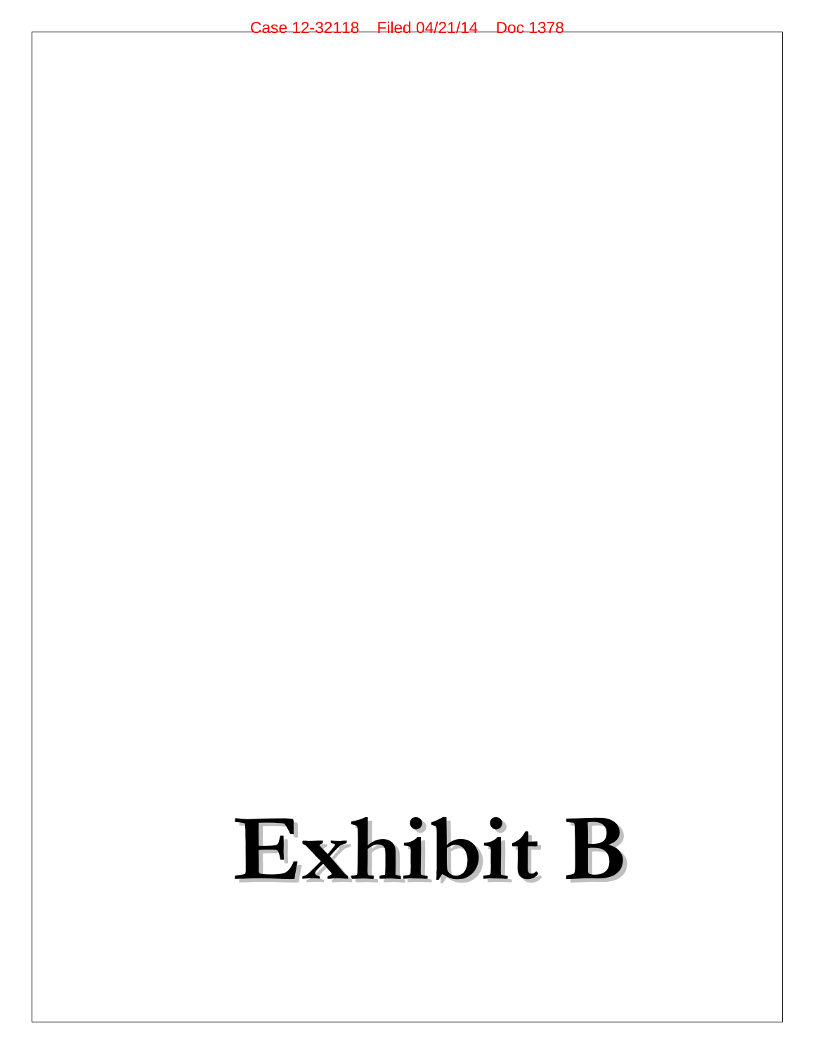# Exhibit B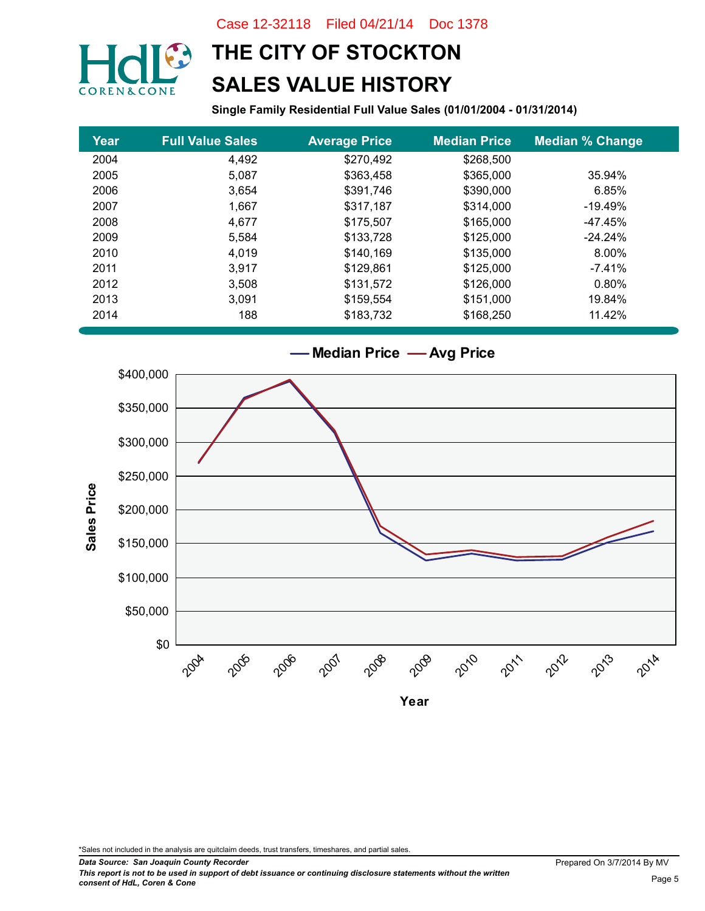Case 12-32118 Filed 04/21/14 Doc 1378

HdL Coren & Cone

# THE CITY OF STOCKTON
# SALES VALUE HISTORY

**Single Family Residential Full Value Sales (01/01/2004 - 01/31/2014)**

| Year | Full Value Sales | Average Price | Median Price | Median % Change |
|---|---|---|---|---|
| 2004 | 4,492 | $270,492 | $268,500 | |
| 2005 | 5,087 | $363,458 | $365,000 | 35.94% |
| 2006 | 3,654 | $391,746 | $390,000 | 6.85% |
| 2007 | 1,667 | $317,187 | $314,000 | -19.49% |
| 2008 | 4,677 | $175,507 | $165,000 | -47.45% |
| 2009 | 5,584 | $133,728 | $125,000 | -24.24% |
| 2010 | 4,019 | $140,169 | $135,000 | 8.00% |
| 2011 | 3,917 | $129,861 | $125,000 | -7.41% |
| 2012 | 3,508 | $131,572 | $126,000 | 0.80% |
| 2013 | 3,091 | $159,554 | $151,000 | 19.84% |
| 2014 | 188 | $183,732 | $168,250 | 11.42% |

Median Price — Avg Price

Sales Price

$400,000
$350,000
$300,000
$250,000
$200,000
$150,000
$100,000
$50,000
$0

2004 2005 2006 2007 2008 2009 2010 2011 2012 2013 2014

Year

*Sales not included in the analysis are quitclaim deeds, trust transfers, timeshares, and partial sales.

***Data Source: San Joaquin County Recorder***

***This report is not to be used in support of debt issuance or continuing disclosure statements without the written consent of HdL, Coren & Cone***

Prepared On 3/7/2014 By MV